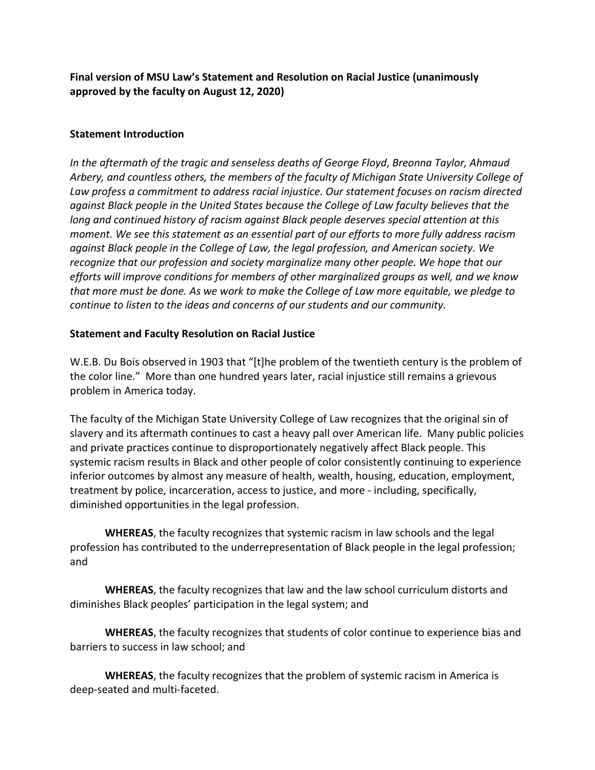**Final version of MSU Law's Statement and Resolution on Racial Justice (unanimously approved by the faculty on August 12, 2020)**

**Statement Introduction**

*In the aftermath of the tragic and senseless deaths of George Floyd, Breonna Taylor, Ahmaud Arbery, and countless others, the members of the faculty of Michigan State University College of Law profess a commitment to address racial injustice. Our statement focuses on racism directed against Black people in the United States because the College of Law faculty believes that the long and continued history of racism against Black people deserves special attention at this moment. We see this statement as an essential part of our efforts to more fully address racism against Black people in the College of Law, the legal profession, and American society. We recognize that our profession and society marginalize many other people. We hope that our efforts will improve conditions for members of other marginalized groups as well, and we know that more must be done. As we work to make the College of Law more equitable, we pledge to continue to listen to the ideas and concerns of our students and our community.*

**Statement and Faculty Resolution on Racial Justice**

W.E.B. Du Bois observed in 1903 that "[t]he problem of the twentieth century is the problem of the color line." More than one hundred years later, racial injustice still remains a grievous problem in America today.

The faculty of the Michigan State University College of Law recognizes that the original sin of slavery and its aftermath continues to cast a heavy pall over American life. Many public policies and private practices continue to disproportionately negatively affect Black people. This systemic racism results in Black and other people of color consistently continuing to experience inferior outcomes by almost any measure of health, wealth, housing, education, employment, treatment by police, incarceration, access to justice, and more - including, specifically, diminished opportunities in the legal profession.

**WHEREAS**, the faculty recognizes that systemic racism in law schools and the legal profession has contributed to the underrepresentation of Black people in the legal profession; and

**WHEREAS**, the faculty recognizes that law and the law school curriculum distorts and diminishes Black peoples' participation in the legal system; and

**WHEREAS**, the faculty recognizes that students of color continue to experience bias and barriers to success in law school; and

**WHEREAS**, the faculty recognizes that the problem of systemic racism in America is deep-seated and multi-faceted.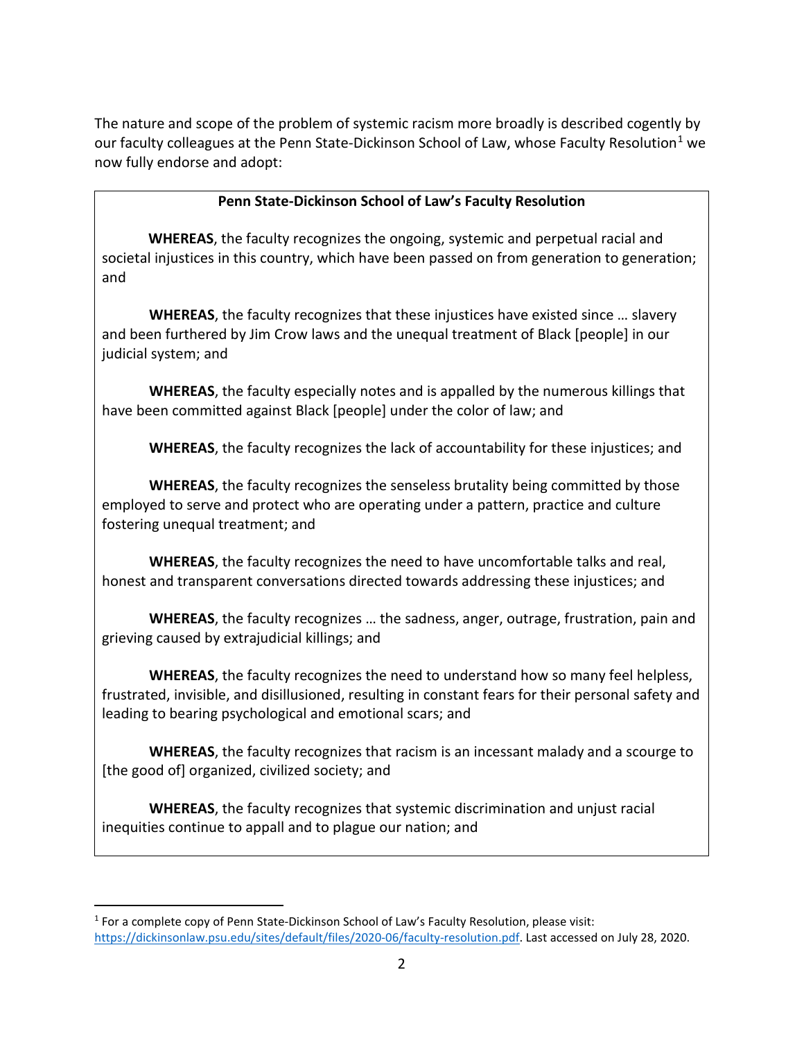The nature and scope of the problem of systemic racism more broadly is described cogently by our faculty colleagues at the Penn State-Dickinson School of Law, whose Faculty Resolution[1] we now fully endorse and adopt:

> **Penn State-Dickinson School of Law's Faculty Resolution**
>
> **WHEREAS**, the faculty recognizes the ongoing, systemic and perpetual racial and societal injustices in this country, which have been passed on from generation to generation; and
>
> **WHEREAS**, the faculty recognizes that these injustices have existed since … slavery and been furthered by Jim Crow laws and the unequal treatment of Black [people] in our judicial system; and
>
> **WHEREAS**, the faculty especially notes and is appalled by the numerous killings that have been committed against Black [people] under the color of law; and
>
> **WHEREAS**, the faculty recognizes the lack of accountability for these injustices; and
>
> **WHEREAS**, the faculty recognizes the senseless brutality being committed by those employed to serve and protect who are operating under a pattern, practice and culture fostering unequal treatment; and
>
> **WHEREAS**, the faculty recognizes the need to have uncomfortable talks and real, honest and transparent conversations directed towards addressing these injustices; and
>
> **WHEREAS**, the faculty recognizes … the sadness, anger, outrage, frustration, pain and grieving caused by extrajudicial killings; and
>
> **WHEREAS**, the faculty recognizes the need to understand how so many feel helpless, frustrated, invisible, and disillusioned, resulting in constant fears for their personal safety and leading to bearing psychological and emotional scars; and
>
> **WHEREAS**, the faculty recognizes that racism is an incessant malady and a scourge to [the good of] organized, civilized society; and
>
> **WHEREAS**, the faculty recognizes that systemic discrimination and unjust racial inequities continue to appall and to plague our nation; and

---

[1] For a complete copy of Penn State-Dickinson School of Law's Faculty Resolution, please visit: https://dickinsonlaw.psu.edu/sites/default/files/2020-06/faculty-resolution.pdf. Last accessed on July 28, 2020.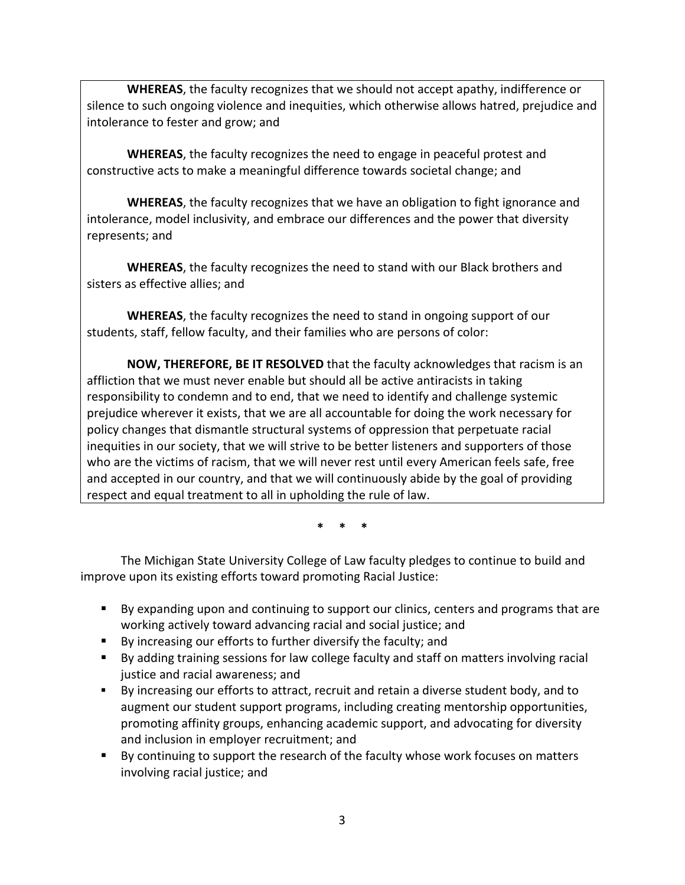**WHEREAS**, the faculty recognizes that we should not accept apathy, indifference or silence to such ongoing violence and inequities, which otherwise allows hatred, prejudice and intolerance to fester and grow; and

**WHEREAS**, the faculty recognizes the need to engage in peaceful protest and constructive acts to make a meaningful difference towards societal change; and

**WHEREAS**, the faculty recognizes that we have an obligation to fight ignorance and intolerance, model inclusivity, and embrace our differences and the power that diversity represents; and

**WHEREAS**, the faculty recognizes the need to stand with our Black brothers and sisters as effective allies; and

**WHEREAS**, the faculty recognizes the need to stand in ongoing support of our students, staff, fellow faculty, and their families who are persons of color:

**NOW, THEREFORE, BE IT RESOLVED** that the faculty acknowledges that racism is an affliction that we must never enable but should all be active antiracists in taking responsibility to condemn and to end, that we need to identify and challenge systemic prejudice wherever it exists, that we are all accountable for doing the work necessary for policy changes that dismantle structural systems of oppression that perpetuate racial inequities in our society, that we will strive to be better listeners and supporters of those who are the victims of racism, that we will never rest until every American feels safe, free and accepted in our country, and that we will continuously abide by the goal of providing respect and equal treatment to all in upholding the rule of law.

\* \* \*

The Michigan State University College of Law faculty pledges to continue to build and improve upon its existing efforts toward promoting Racial Justice:

- By expanding upon and continuing to support our clinics, centers and programs that are working actively toward advancing racial and social justice; and
- By increasing our efforts to further diversify the faculty; and
- By adding training sessions for law college faculty and staff on matters involving racial justice and racial awareness; and
- By increasing our efforts to attract, recruit and retain a diverse student body, and to augment our student support programs, including creating mentorship opportunities, promoting affinity groups, enhancing academic support, and advocating for diversity and inclusion in employer recruitment; and
- By continuing to support the research of the faculty whose work focuses on matters involving racial justice; and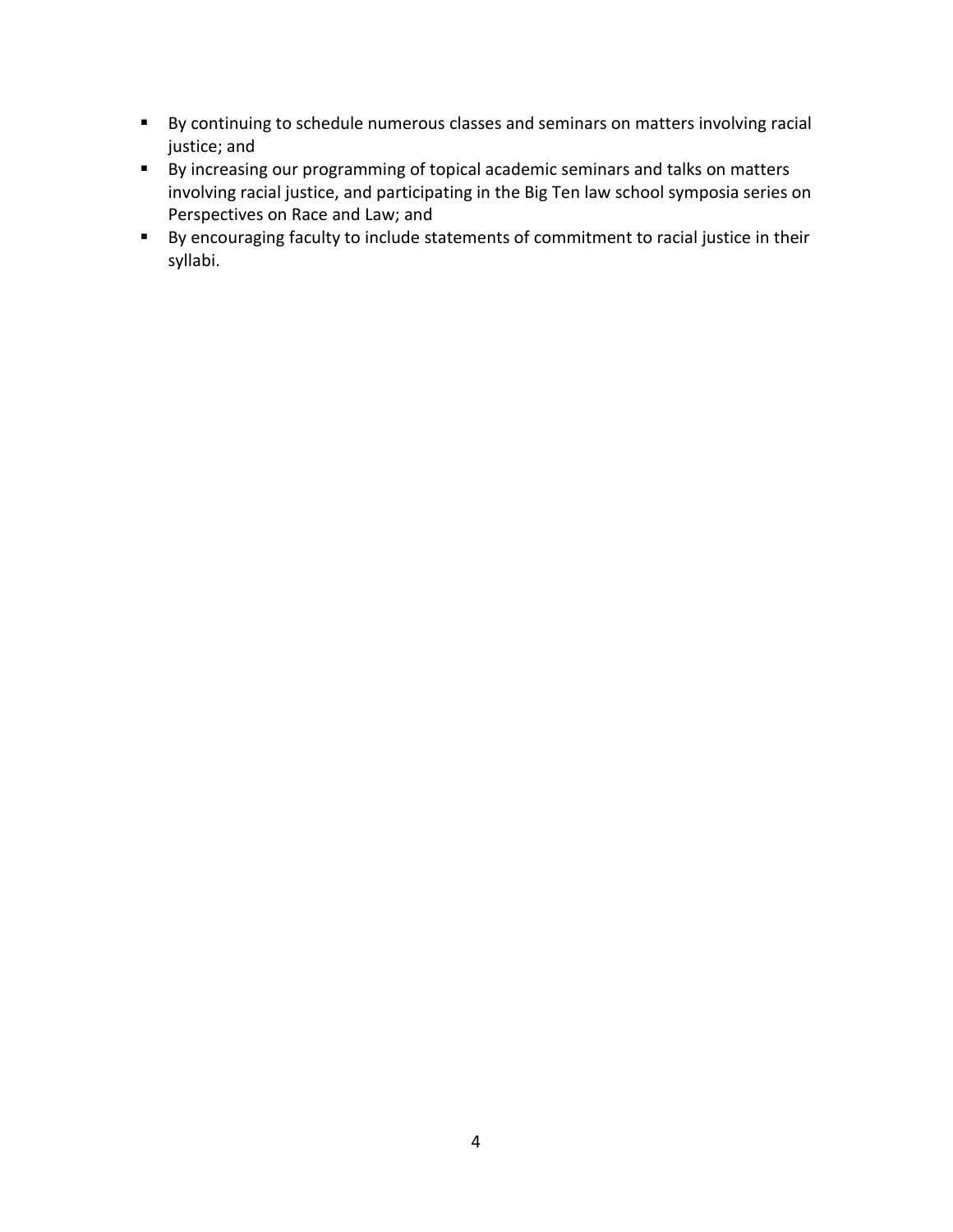- By continuing to schedule numerous classes and seminars on matters involving racial justice; and
- By increasing our programming of topical academic seminars and talks on matters involving racial justice, and participating in the Big Ten law school symposia series on Perspectives on Race and Law; and
- By encouraging faculty to include statements of commitment to racial justice in their syllabi.